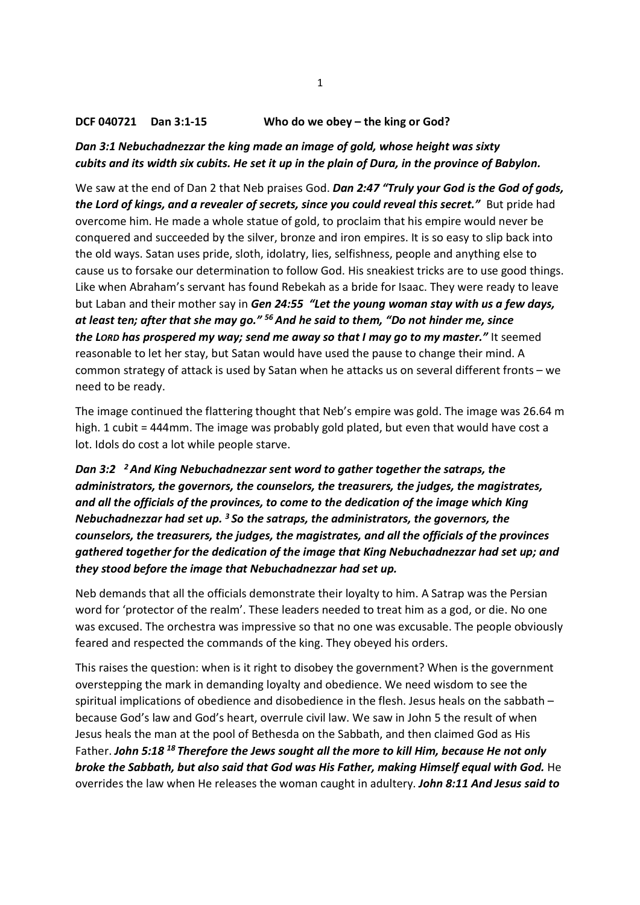**DCF 040721 Dan 3:1-15 Who do we obey – the king or God?**

***Dan 3:1 Nebuchadnezzar the king made an image of gold, whose height was sixty cubits and its width six cubits. He set it up in the plain of Dura, in the province of Babylon.***

We saw at the end of Dan 2 that Neb praises God. ***Dan 2:47 "Truly your God is the God of gods, the Lord of kings, and a revealer of secrets, since you could reveal this secret."*** But pride had overcome him. He made a whole statue of gold, to proclaim that his empire would never be conquered and succeeded by the silver, bronze and iron empires. It is so easy to slip back into the old ways. Satan uses pride, sloth, idolatry, lies, selfishness, people and anything else to cause us to forsake our determination to follow God. His sneakiest tricks are to use good things. Like when Abraham's servant has found Rebekah as a bride for Isaac. They were ready to leave but Laban and their mother say in ***Gen 24:55 "Let the young woman stay with us a few days, at least ten; after that she may go." 56 And he said to them, "Do not hinder me, since the LORD has prospered my way; send me away so that I may go to my master."*** It seemed reasonable to let her stay, but Satan would have used the pause to change their mind. A common strategy of attack is used by Satan when he attacks us on several different fronts – we need to be ready.

The image continued the flattering thought that Neb's empire was gold. The image was 26.64 m high. 1 cubit = 444mm. The image was probably gold plated, but even that would have cost a lot. Idols do cost a lot while people starve.

***Dan 3:2 2 And King Nebuchadnezzar sent word to gather together the satraps, the administrators, the governors, the counselors, the treasurers, the judges, the magistrates, and all the officials of the provinces, to come to the dedication of the image which King Nebuchadnezzar had set up. 3 So the satraps, the administrators, the governors, the counselors, the treasurers, the judges, the magistrates, and all the officials of the provinces gathered together for the dedication of the image that King Nebuchadnezzar had set up; and they stood before the image that Nebuchadnezzar had set up.***

Neb demands that all the officials demonstrate their loyalty to him. A Satrap was the Persian word for 'protector of the realm'. These leaders needed to treat him as a god, or die. No one was excused. The orchestra was impressive so that no one was excusable. The people obviously feared and respected the commands of the king. They obeyed his orders.

This raises the question: when is it right to disobey the government? When is the government overstepping the mark in demanding loyalty and obedience. We need wisdom to see the spiritual implications of obedience and disobedience in the flesh. Jesus heals on the sabbath – because God's law and God's heart, overrule civil law. We saw in John 5 the result of when Jesus heals the man at the pool of Bethesda on the Sabbath, and then claimed God as His Father. ***John 5:18 18 Therefore the Jews sought all the more to kill Him, because He not only broke the Sabbath, but also said that God was His Father, making Himself equal with God.*** He overrides the law when He releases the woman caught in adultery. ***John 8:11 And Jesus said to***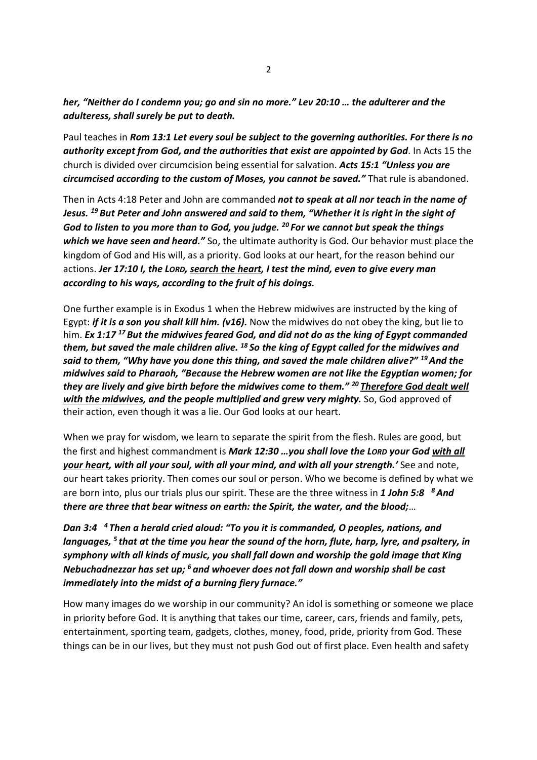***her, "Neither do I condemn you; go and sin no more." Lev 20:10 … the adulterer and the adulteress, shall surely be put to death.***

Paul teaches in ***Rom 13:1 Let every soul be subject to the governing authorities. For there is no authority except from God, and the authorities that exist are appointed by God***. In Acts 15 the church is divided over circumcision being essential for salvation. ***Acts 15:1 "Unless you are circumcised according to the custom of Moses, you cannot be saved."*** That rule is abandoned.

Then in Acts 4:18 Peter and John are commanded ***not to speak at all nor teach in the name of Jesus. [19] But Peter and John answered and said to them, "Whether it is right in the sight of God to listen to you more than to God, you judge. [20] For we cannot but speak the things which we have seen and heard."*** So, the ultimate authority is God. Our behavior must place the kingdom of God and His will, as a priority. God looks at our heart, for the reason behind our actions. ***Jer 17:10 I, the LORD, <u>search the heart</u>, I test the mind, even to give every man according to his ways, according to the fruit of his doings.***

One further example is in Exodus 1 when the Hebrew midwives are instructed by the king of Egypt: ***if it is a son you shall kill him. (v16).*** Now the midwives do not obey the king, but lie to him. ***Ex 1:17 [17] But the midwives feared God, and did not do as the king of Egypt commanded them, but saved the male children alive. [18] So the king of Egypt called for the midwives and said to them, "Why have you done this thing, and saved the male children alive?" [19] And the midwives said to Pharaoh, "Because the Hebrew women are not like the Egyptian women; for they are lively and give birth before the midwives come to them." [20] <u>Therefore God dealt well with the midwives</u>, and the people multiplied and grew very mighty.*** So, God approved of their action, even though it was a lie. Our God looks at our heart.

When we pray for wisdom, we learn to separate the spirit from the flesh. Rules are good, but the first and highest commandment is ***Mark 12:30 …you shall love the LORD your God <u>with all your heart</u>, with all your soul, with all your mind, and with all your strength.'*** See and note, our heart takes priority. Then comes our soul or person. Who we become is defined by what we are born into, plus our trials plus our spirit. These are the three witness in ***1 John 5:8 [8] And there are three that bear witness on earth: the Spirit, the water, and the blood;***…

***Dan 3:4 [4] Then a herald cried aloud: "To you it is commanded, O peoples, nations, and languages, [5] that at the time you hear the sound of the horn, flute, harp, lyre, and psaltery, in symphony with all kinds of music, you shall fall down and worship the gold image that King Nebuchadnezzar has set up; [6] and whoever does not fall down and worship shall be cast immediately into the midst of a burning fiery furnace."***

How many images do we worship in our community? An idol is something or someone we place in priority before God. It is anything that takes our time, career, cars, friends and family, pets, entertainment, sporting team, gadgets, clothes, money, food, pride, priority from God. These things can be in our lives, but they must not push God out of first place. Even health and safety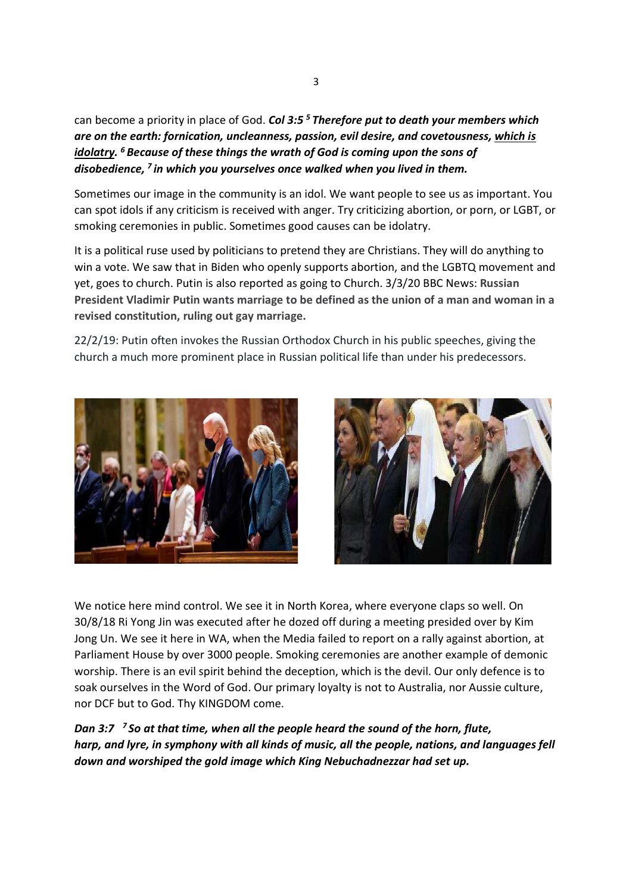can become a priority in place of God. ***Col 3:5 [5] Therefore put to death your members which are on the earth: fornication, uncleanness, passion, evil desire, and covetousness, <u>which is idolatry</u>. [6] Because of these things the wrath of God is coming upon the sons of disobedience, [7] in which you yourselves once walked when you lived in them.***

Sometimes our image in the community is an idol. We want people to see us as important. You can spot idols if any criticism is received with anger. Try criticizing abortion, or porn, or LGBT, or smoking ceremonies in public. Sometimes good causes can be idolatry.

It is a political ruse used by politicians to pretend they are Christians. They will do anything to win a vote. We saw that in Biden who openly supports abortion, and the LGBTQ movement and yet, goes to church. Putin is also reported as going to Church. 3/3/20 BBC News: **Russian President Vladimir Putin wants marriage to be defined as the union of a man and woman in a revised constitution, ruling out gay marriage.**

22/2/19: Putin often invokes the Russian Orthodox Church in his public speeches, giving the church a much more prominent place in Russian political life than under his predecessors.

We notice here mind control. We see it in North Korea, where everyone claps so well. On 30/8/18 Ri Yong Jin was executed after he dozed off during a meeting presided over by Kim Jong Un. We see it here in WA, when the Media failed to report on a rally against abortion, at Parliament House by over 3000 people. Smoking ceremonies are another example of demonic worship. There is an evil spirit behind the deception, which is the devil. Our only defence is to soak ourselves in the Word of God. Our primary loyalty is not to Australia, nor Aussie culture, nor DCF but to God. Thy KINGDOM come.

***Dan 3:7 [7] So at that time, when all the people heard the sound of the horn, flute, harp, and lyre, in symphony with all kinds of music, all the people, nations, and languages fell down and worshiped the gold image which King Nebuchadnezzar had set up.***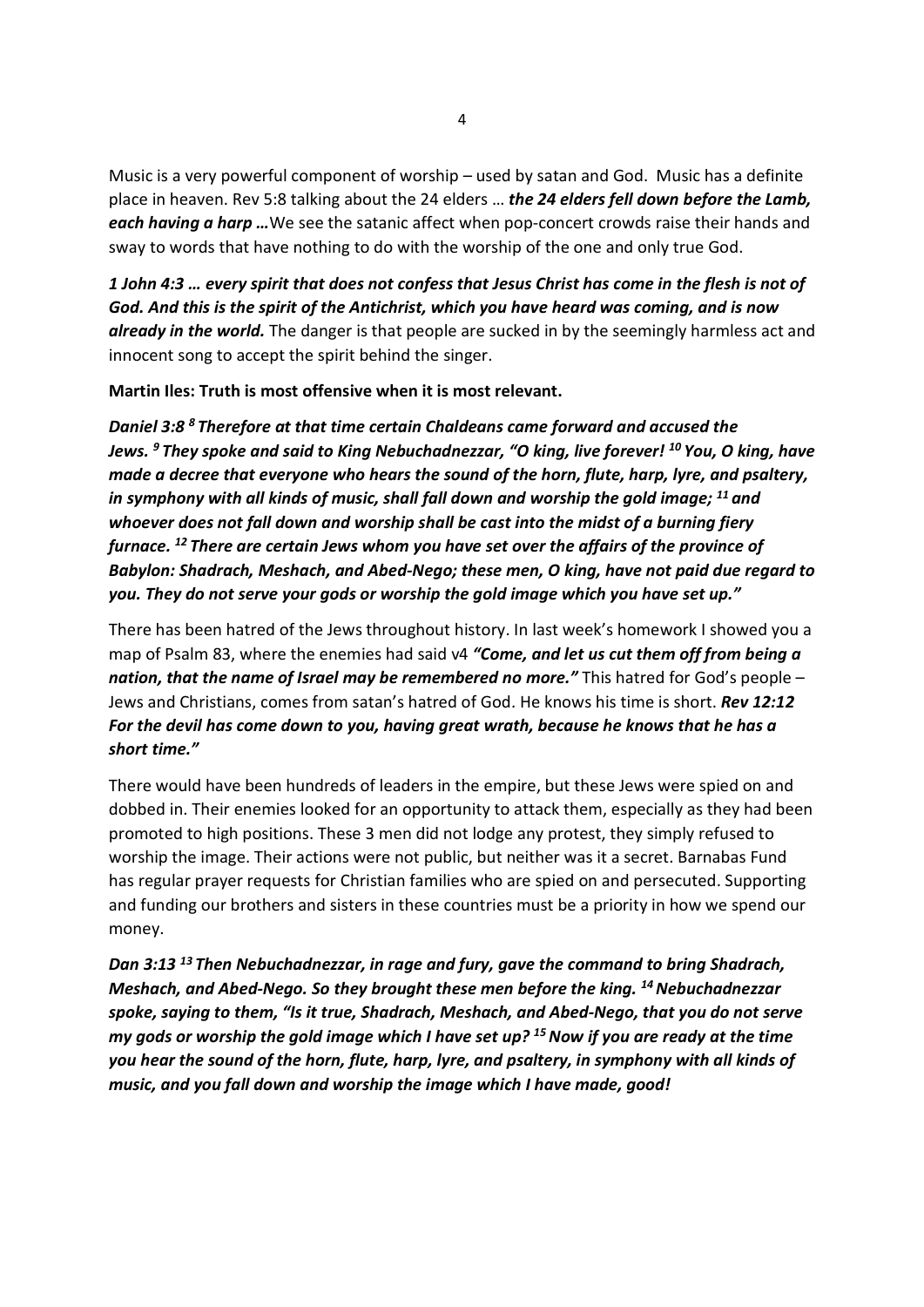Music is a very powerful component of worship – used by satan and God. Music has a definite place in heaven. Rev 5:8 talking about the 24 elders … ***the 24 elders fell down before the Lamb, each having a harp …*** We see the satanic affect when pop-concert crowds raise their hands and sway to words that have nothing to do with the worship of the one and only true God.

***1 John 4:3 … every spirit that does not confess that Jesus Christ has come in the flesh is not of God. And this is the spirit of the Antichrist, which you have heard was coming, and is now already in the world.*** The danger is that people are sucked in by the seemingly harmless act and innocent song to accept the spirit behind the singer.

**Martin Iles: Truth is most offensive when it is most relevant.**

***Daniel 3:8 [8] Therefore at that time certain Chaldeans came forward and accused the Jews. [9] They spoke and said to King Nebuchadnezzar, "O king, live forever! [10] You, O king, have made a decree that everyone who hears the sound of the horn, flute, harp, lyre, and psaltery, in symphony with all kinds of music, shall fall down and worship the gold image; [11] and whoever does not fall down and worship shall be cast into the midst of a burning fiery furnace. [12] There are certain Jews whom you have set over the affairs of the province of Babylon: Shadrach, Meshach, and Abed-Nego; these men, O king, have not paid due regard to you. They do not serve your gods or worship the gold image which you have set up."***

There has been hatred of the Jews throughout history. In last week's homework I showed you a map of Psalm 83, where the enemies had said v4 ***"Come, and let us cut them off from being a nation, that the name of Israel may be remembered no more."*** This hatred for God's people – Jews and Christians, comes from satan's hatred of God. He knows his time is short. ***Rev 12:12 For the devil has come down to you, having great wrath, because he knows that he has a short time."***

There would have been hundreds of leaders in the empire, but these Jews were spied on and dobbed in. Their enemies looked for an opportunity to attack them, especially as they had been promoted to high positions. These 3 men did not lodge any protest, they simply refused to worship the image. Their actions were not public, but neither was it a secret. Barnabas Fund has regular prayer requests for Christian families who are spied on and persecuted. Supporting and funding our brothers and sisters in these countries must be a priority in how we spend our money.

***Dan 3:13 [13] Then Nebuchadnezzar, in rage and fury, gave the command to bring Shadrach, Meshach, and Abed-Nego. So they brought these men before the king. [14] Nebuchadnezzar spoke, saying to them, "Is it true, Shadrach, Meshach, and Abed-Nego, that you do not serve my gods or worship the gold image which I have set up? [15] Now if you are ready at the time you hear the sound of the horn, flute, harp, lyre, and psaltery, in symphony with all kinds of music, and you fall down and worship the image which I have made, good!***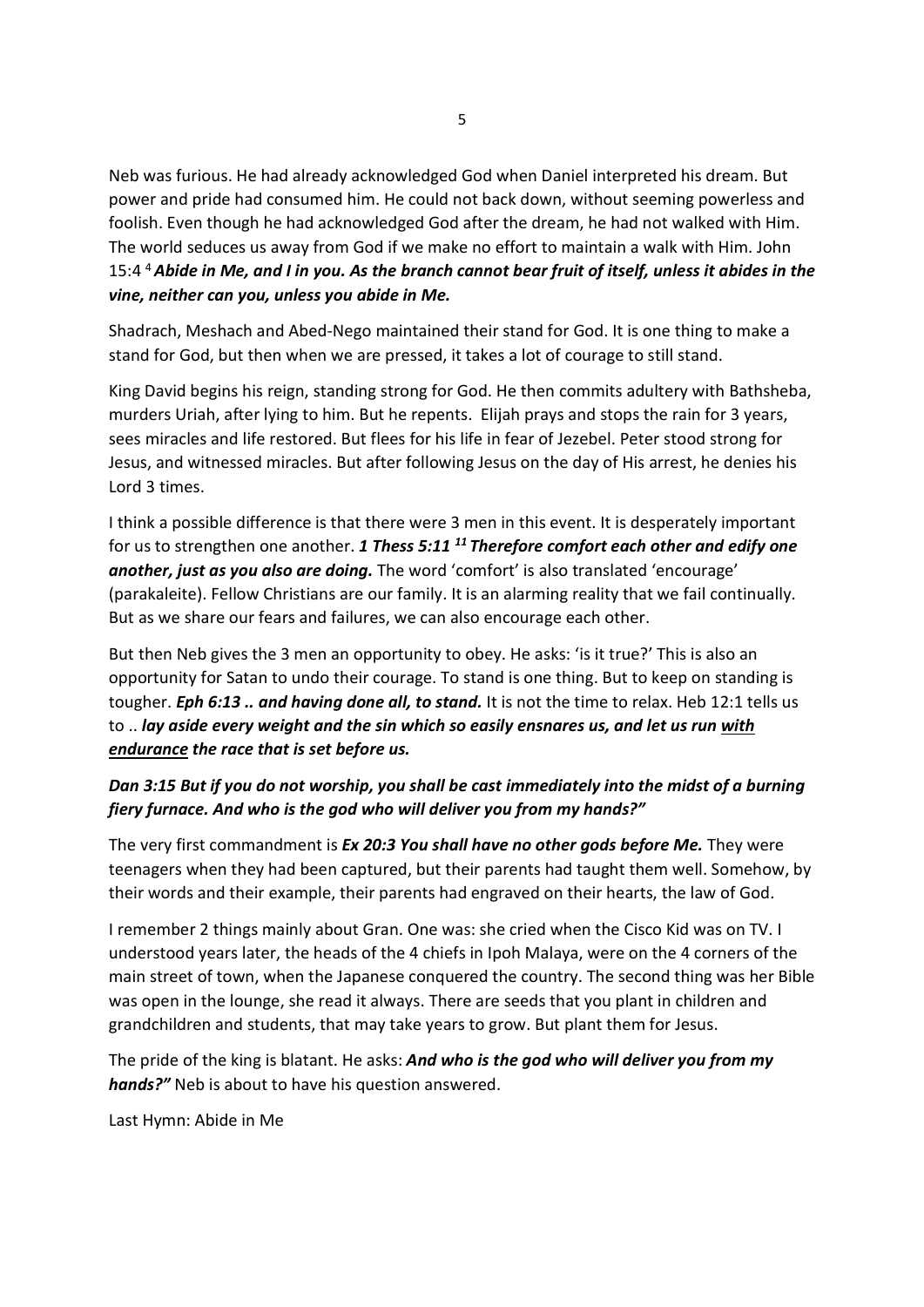Neb was furious. He had already acknowledged God when Daniel interpreted his dream. But power and pride had consumed him. He could not back down, without seeming powerless and foolish. Even though he had acknowledged God after the dream, he had not walked with Him. The world seduces us away from God if we make no effort to maintain a walk with Him. John 15:4 [4] ***Abide in Me, and I in you. As the branch cannot bear fruit of itself, unless it abides in the vine, neither can you, unless you abide in Me.***

Shadrach, Meshach and Abed-Nego maintained their stand for God. It is one thing to make a stand for God, but then when we are pressed, it takes a lot of courage to still stand.

King David begins his reign, standing strong for God. He then commits adultery with Bathsheba, murders Uriah, after lying to him. But he repents. Elijah prays and stops the rain for 3 years, sees miracles and life restored. But flees for his life in fear of Jezebel. Peter stood strong for Jesus, and witnessed miracles. But after following Jesus on the day of His arrest, he denies his Lord 3 times.

I think a possible difference is that there were 3 men in this event. It is desperately important for us to strengthen one another. ***1 Thess 5:11 [11] Therefore comfort each other and edify one another, just as you also are doing.*** The word 'comfort' is also translated 'encourage' (parakaleite). Fellow Christians are our family. It is an alarming reality that we fail continually. But as we share our fears and failures, we can also encourage each other.

But then Neb gives the 3 men an opportunity to obey. He asks: 'is it true?' This is also an opportunity for Satan to undo their courage. To stand is one thing. But to keep on standing is tougher. ***Eph 6:13 .. and having done all, to stand.*** It is not the time to relax. Heb 12:1 tells us to .. ***lay aside every weight and the sin which so easily ensnares us, and let us run <u>with endurance</u> the race that is set before us.***

***Dan 3:15 But if you do not worship, you shall be cast immediately into the midst of a burning fiery furnace. And who is the god who will deliver you from my hands?"***

The very first commandment is ***Ex 20:3 You shall have no other gods before Me.*** They were teenagers when they had been captured, but their parents had taught them well. Somehow, by their words and their example, their parents had engraved on their hearts, the law of God.

I remember 2 things mainly about Gran. One was: she cried when the Cisco Kid was on TV. I understood years later, the heads of the 4 chiefs in Ipoh Malaya, were on the 4 corners of the main street of town, when the Japanese conquered the country. The second thing was her Bible was open in the lounge, she read it always. There are seeds that you plant in children and grandchildren and students, that may take years to grow. But plant them for Jesus.

The pride of the king is blatant. He asks: ***And who is the god who will deliver you from my hands?"*** Neb is about to have his question answered.

Last Hymn: Abide in Me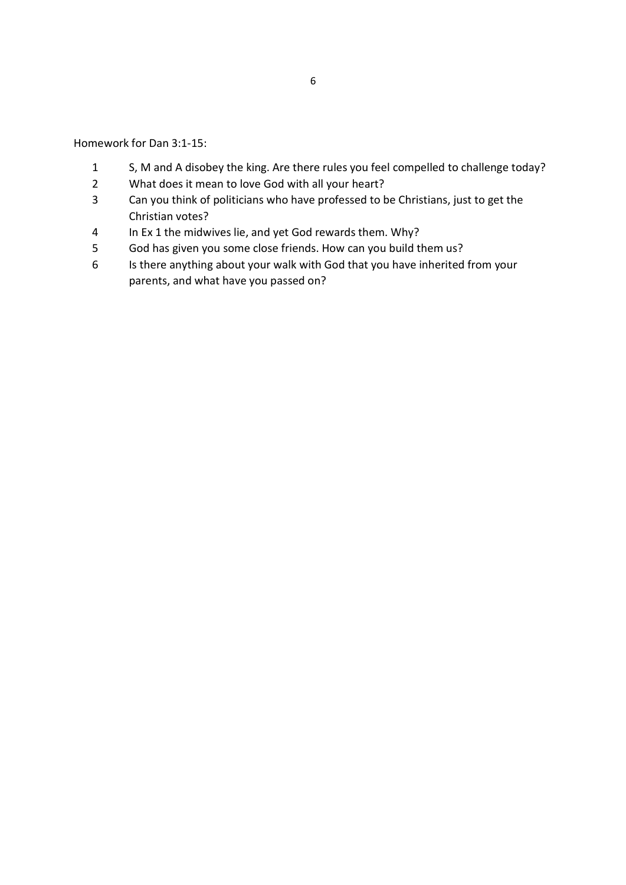Homework for Dan 3:1-15:

1. S, M and A disobey the king. Are there rules you feel compelled to challenge today?
2. What does it mean to love God with all your heart?
3. Can you think of politicians who have professed to be Christians, just to get the Christian votes?
4. In Ex 1 the midwives lie, and yet God rewards them. Why?
5. God has given you some close friends. How can you build them us?
6. Is there anything about your walk with God that you have inherited from your parents, and what have you passed on?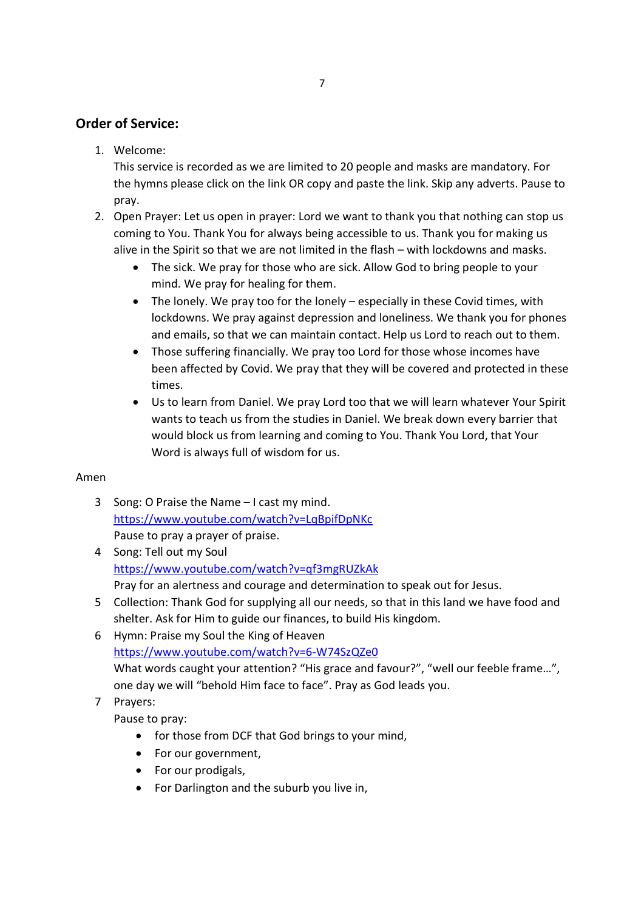## Order of Service:

1. Welcome:
   This service is recorded as we are limited to 20 people and masks are mandatory. For the hymns please click on the link OR copy and paste the link. Skip any adverts. Pause to pray.
2. Open Prayer: Let us open in prayer: Lord we want to thank you that nothing can stop us coming to You. Thank You for always being accessible to us. Thank you for making us alive in the Spirit so that we are not limited in the flash – with lockdowns and masks.
   - The sick. We pray for those who are sick. Allow God to bring people to your mind. We pray for healing for them.
   - The lonely. We pray too for the lonely – especially in these Covid times, with lockdowns. We pray against depression and loneliness. We thank you for phones and emails, so that we can maintain contact. Help us Lord to reach out to them.
   - Those suffering financially. We pray too Lord for those whose incomes have been affected by Covid. We pray that they will be covered and protected in these times.
   - Us to learn from Daniel. We pray Lord too that we will learn whatever Your Spirit wants to teach us from the studies in Daniel. We break down every barrier that would block us from learning and coming to You. Thank You Lord, that Your Word is always full of wisdom for us.

Amen

3. Song: O Praise the Name – I cast my mind.
   https://www.youtube.com/watch?v=LqBpifDpNKc
   Pause to pray a prayer of praise.
4. Song: Tell out my Soul
   https://www.youtube.com/watch?v=qf3mgRUZkAk
   Pray for an alertness and courage and determination to speak out for Jesus.
5. Collection: Thank God for supplying all our needs, so that in this land we have food and shelter. Ask for Him to guide our finances, to build His kingdom.
6. Hymn: Praise my Soul the King of Heaven
   https://www.youtube.com/watch?v=6-W74SzQZe0
   What words caught your attention? "His grace and favour?", "well our feeble frame…", one day we will "behold Him face to face". Pray as God leads you.
7. Prayers:
   Pause to pray:
   - for those from DCF that God brings to your mind,
   - For our government,
   - For our prodigals,
   - For Darlington and the suburb you live in,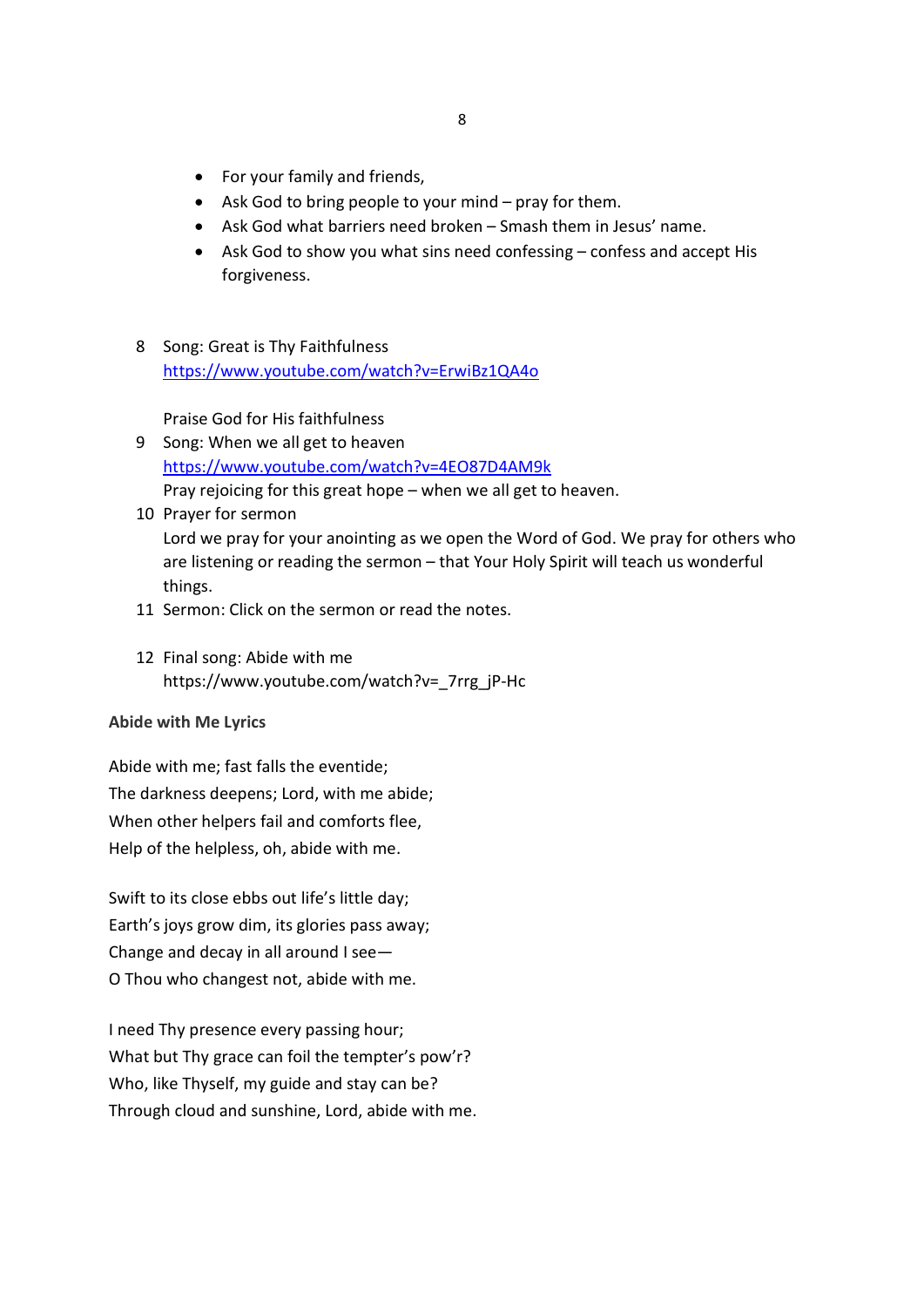- For your family and friends,
- Ask God to bring people to your mind – pray for them.
- Ask God what barriers need broken – Smash them in Jesus' name.
- Ask God to show you what sins need confessing – confess and accept His forgiveness.

8. Song: Great is Thy Faithfulness
   https://www.youtube.com/watch?v=ErwiBz1QA4o

   Praise God for His faithfulness
9. Song: When we all get to heaven
   https://www.youtube.com/watch?v=4EO87D4AM9k
   Pray rejoicing for this great hope – when we all get to heaven.
10. Prayer for sermon
    Lord we pray for your anointing as we open the Word of God. We pray for others who are listening or reading the sermon – that Your Holy Spirit will teach us wonderful things.
11. Sermon: Click on the sermon or read the notes.

12. Final song: Abide with me
    https://www.youtube.com/watch?v=_7rrg_jP-Hc

**Abide with Me Lyrics**

Abide with me; fast falls the eventide;
The darkness deepens; Lord, with me abide;
When other helpers fail and comforts flee,
Help of the helpless, oh, abide with me.

Swift to its close ebbs out life's little day;
Earth's joys grow dim, its glories pass away;
Change and decay in all around I see—
O Thou who changest not, abide with me.

I need Thy presence every passing hour;
What but Thy grace can foil the tempter's pow'r?
Who, like Thyself, my guide and stay can be?
Through cloud and sunshine, Lord, abide with me.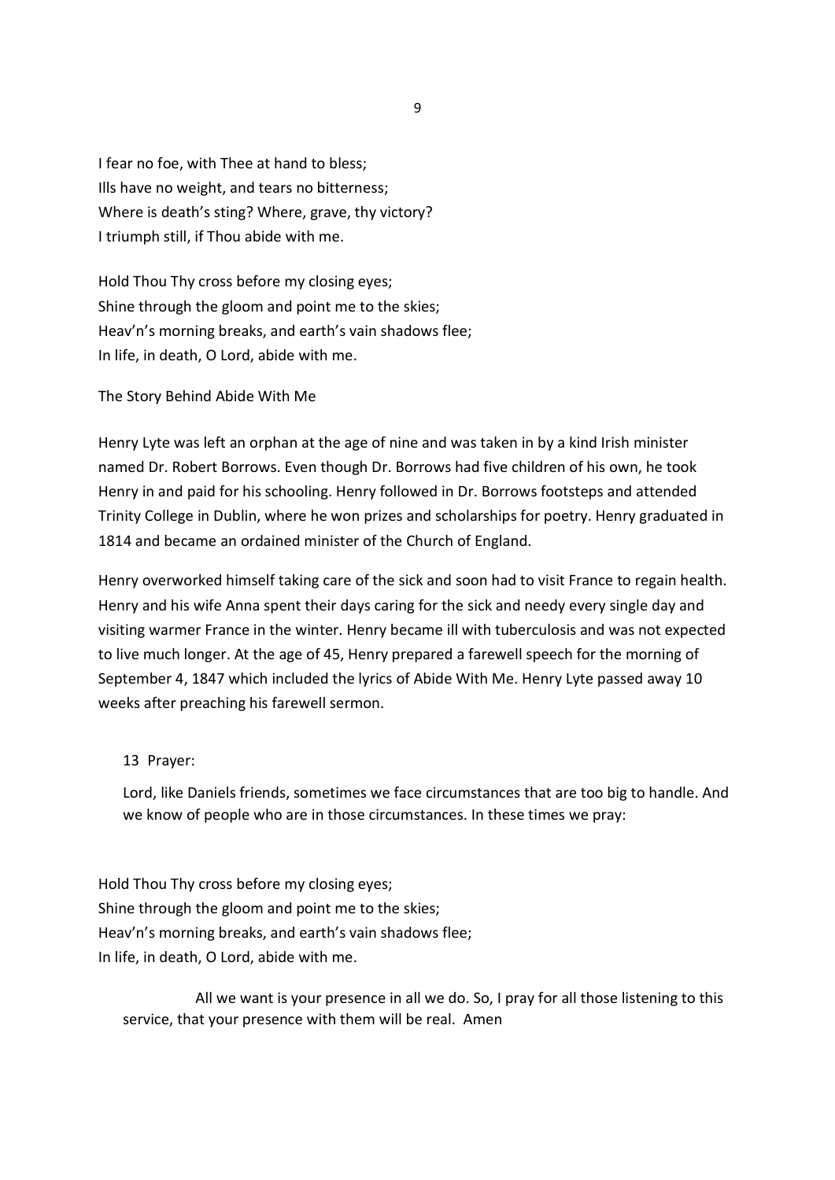I fear no foe, with Thee at hand to bless;
Ills have no weight, and tears no bitterness;
Where is death's sting? Where, grave, thy victory?
I triumph still, if Thou abide with me.

Hold Thou Thy cross before my closing eyes;
Shine through the gloom and point me to the skies;
Heav'n's morning breaks, and earth's vain shadows flee;
In life, in death, O Lord, abide with me.

The Story Behind Abide With Me

Henry Lyte was left an orphan at the age of nine and was taken in by a kind Irish minister named Dr. Robert Borrows. Even though Dr. Borrows had five children of his own, he took Henry in and paid for his schooling. Henry followed in Dr. Borrows footsteps and attended Trinity College in Dublin, where he won prizes and scholarships for poetry. Henry graduated in 1814 and became an ordained minister of the Church of England.

Henry overworked himself taking care of the sick and soon had to visit France to regain health. Henry and his wife Anna spent their days caring for the sick and needy every single day and visiting warmer France in the winter. Henry became ill with tuberculosis and was not expected to live much longer. At the age of 45, Henry prepared a farewell speech for the morning of September 4, 1847 which included the lyrics of Abide With Me. Henry Lyte passed away 10 weeks after preaching his farewell sermon.

13 Prayer:

Lord, like Daniels friends, sometimes we face circumstances that are too big to handle. And we know of people who are in those circumstances. In these times we pray:

Hold Thou Thy cross before my closing eyes;
Shine through the gloom and point me to the skies;
Heav'n's morning breaks, and earth's vain shadows flee;
In life, in death, O Lord, abide with me.

All we want is your presence in all we do. So, I pray for all those listening to this service, that your presence with them will be real. Amen